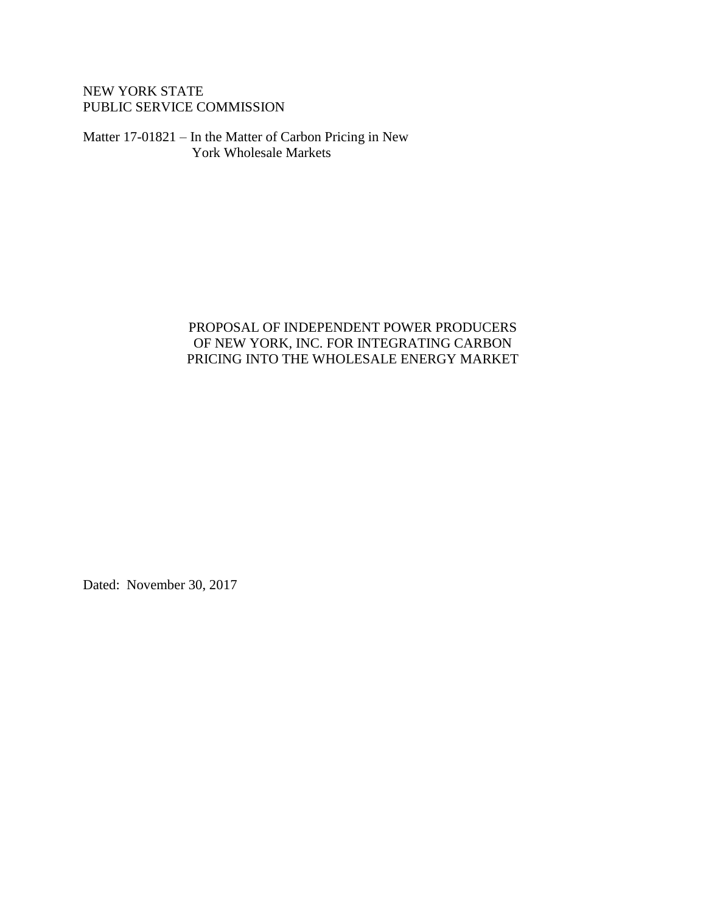NEW YORK STATE
PUBLIC SERVICE COMMISSION

Matter 17-01821 – In the Matter of Carbon Pricing in New York Wholesale Markets

# PROPOSAL OF INDEPENDENT POWER PRODUCERS OF NEW YORK, INC. FOR INTEGRATING CARBON PRICING INTO THE WHOLESALE ENERGY MARKET

Dated: November 30, 2017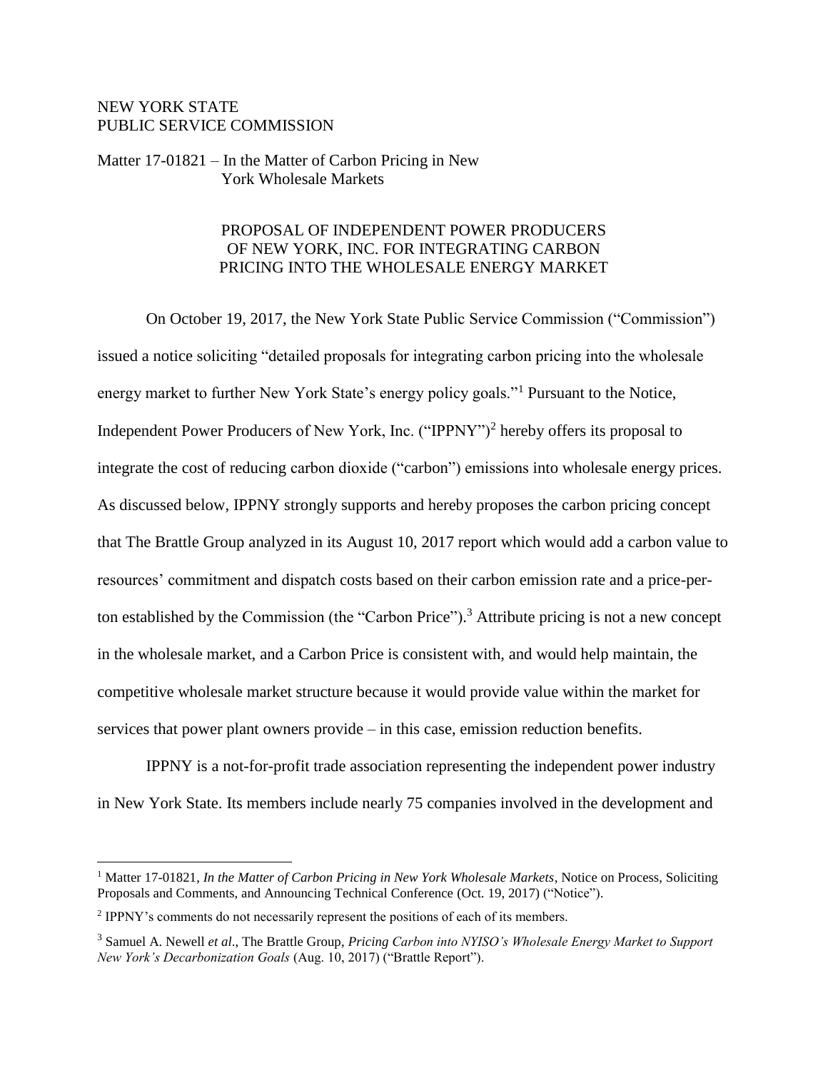NEW YORK STATE
PUBLIC SERVICE COMMISSION

Matter 17-01821 – In the Matter of Carbon Pricing in New York Wholesale Markets

PROPOSAL OF INDEPENDENT POWER PRODUCERS OF NEW YORK, INC. FOR INTEGRATING CARBON PRICING INTO THE WHOLESALE ENERGY MARKET

On October 19, 2017, the New York State Public Service Commission ("Commission") issued a notice soliciting "detailed proposals for integrating carbon pricing into the wholesale energy market to further New York State's energy policy goals."[1] Pursuant to the Notice, Independent Power Producers of New York, Inc. ("IPPNY")[2] hereby offers its proposal to integrate the cost of reducing carbon dioxide ("carbon") emissions into wholesale energy prices. As discussed below, IPPNY strongly supports and hereby proposes the carbon pricing concept that The Brattle Group analyzed in its August 10, 2017 report which would add a carbon value to resources' commitment and dispatch costs based on their carbon emission rate and a price-per-ton established by the Commission (the "Carbon Price").[3] Attribute pricing is not a new concept in the wholesale market, and a Carbon Price is consistent with, and would help maintain, the competitive wholesale market structure because it would provide value within the market for services that power plant owners provide – in this case, emission reduction benefits.

IPPNY is a not-for-profit trade association representing the independent power industry in New York State. Its members include nearly 75 companies involved in the development and

---

[1] Matter 17-01821, *In the Matter of Carbon Pricing in New York Wholesale Markets*, Notice on Process, Soliciting Proposals and Comments, and Announcing Technical Conference (Oct. 19, 2017) ("Notice").

[2] IPPNY's comments do not necessarily represent the positions of each of its members.

[3] Samuel A. Newell *et al*., The Brattle Group, *Pricing Carbon into NYISO's Wholesale Energy Market to Support New York's Decarbonization Goals* (Aug. 10, 2017) ("Brattle Report").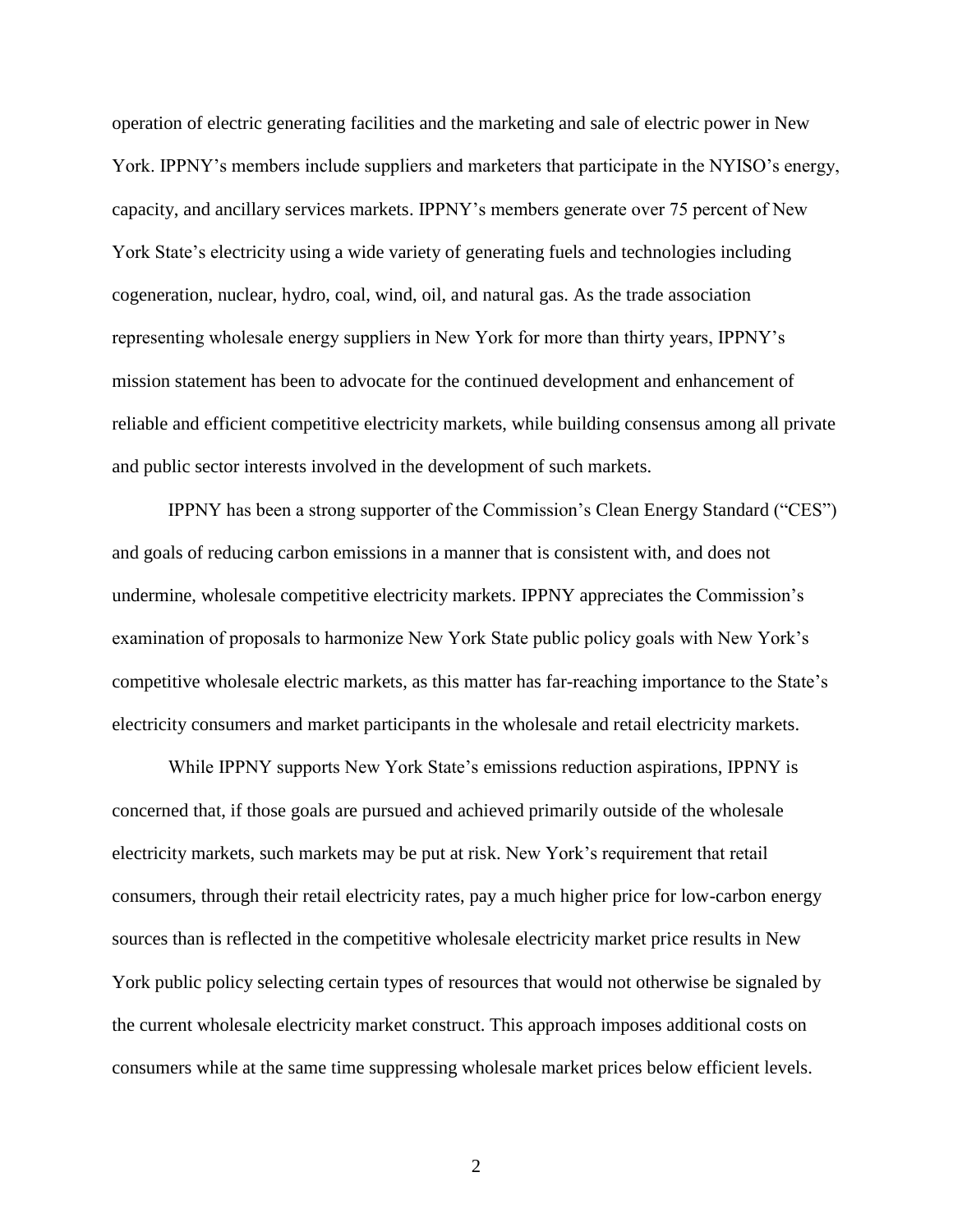operation of electric generating facilities and the marketing and sale of electric power in New York. IPPNY's members include suppliers and marketers that participate in the NYISO's energy, capacity, and ancillary services markets. IPPNY's members generate over 75 percent of New York State's electricity using a wide variety of generating fuels and technologies including cogeneration, nuclear, hydro, coal, wind, oil, and natural gas. As the trade association representing wholesale energy suppliers in New York for more than thirty years, IPPNY's mission statement has been to advocate for the continued development and enhancement of reliable and efficient competitive electricity markets, while building consensus among all private and public sector interests involved in the development of such markets.

IPPNY has been a strong supporter of the Commission's Clean Energy Standard ("CES") and goals of reducing carbon emissions in a manner that is consistent with, and does not undermine, wholesale competitive electricity markets. IPPNY appreciates the Commission's examination of proposals to harmonize New York State public policy goals with New York's competitive wholesale electric markets, as this matter has far-reaching importance to the State's electricity consumers and market participants in the wholesale and retail electricity markets.

While IPPNY supports New York State's emissions reduction aspirations, IPPNY is concerned that, if those goals are pursued and achieved primarily outside of the wholesale electricity markets, such markets may be put at risk. New York's requirement that retail consumers, through their retail electricity rates, pay a much higher price for low-carbon energy sources than is reflected in the competitive wholesale electricity market price results in New York public policy selecting certain types of resources that would not otherwise be signaled by the current wholesale electricity market construct. This approach imposes additional costs on consumers while at the same time suppressing wholesale market prices below efficient levels.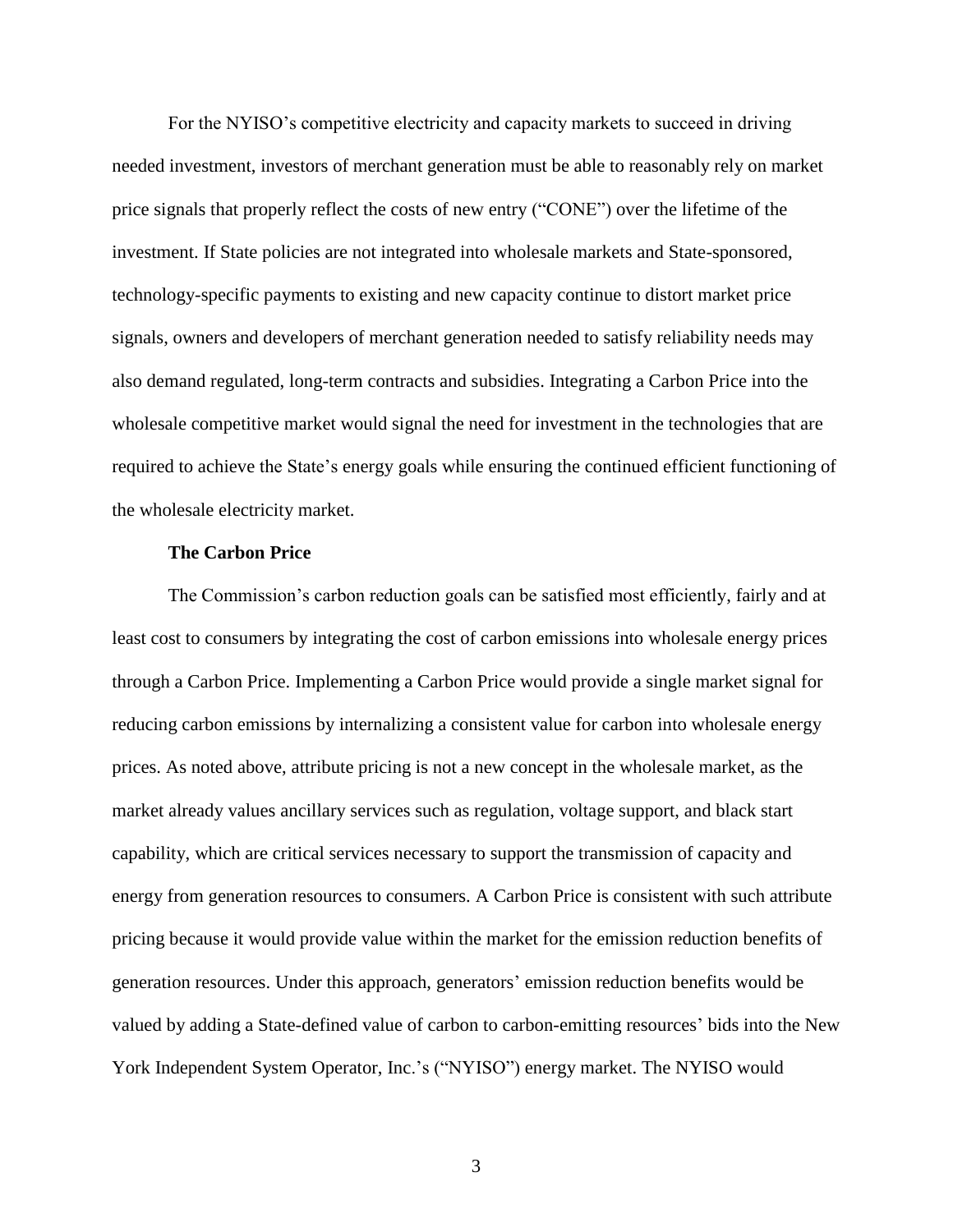For the NYISO's competitive electricity and capacity markets to succeed in driving needed investment, investors of merchant generation must be able to reasonably rely on market price signals that properly reflect the costs of new entry ("CONE") over the lifetime of the investment. If State policies are not integrated into wholesale markets and State-sponsored, technology-specific payments to existing and new capacity continue to distort market price signals, owners and developers of merchant generation needed to satisfy reliability needs may also demand regulated, long-term contracts and subsidies. Integrating a Carbon Price into the wholesale competitive market would signal the need for investment in the technologies that are required to achieve the State's energy goals while ensuring the continued efficient functioning of the wholesale electricity market.

**The Carbon Price**

The Commission's carbon reduction goals can be satisfied most efficiently, fairly and at least cost to consumers by integrating the cost of carbon emissions into wholesale energy prices through a Carbon Price. Implementing a Carbon Price would provide a single market signal for reducing carbon emissions by internalizing a consistent value for carbon into wholesale energy prices. As noted above, attribute pricing is not a new concept in the wholesale market, as the market already values ancillary services such as regulation, voltage support, and black start capability, which are critical services necessary to support the transmission of capacity and energy from generation resources to consumers. A Carbon Price is consistent with such attribute pricing because it would provide value within the market for the emission reduction benefits of generation resources. Under this approach, generators' emission reduction benefits would be valued by adding a State-defined value of carbon to carbon-emitting resources' bids into the New York Independent System Operator, Inc.'s ("NYISO") energy market. The NYISO would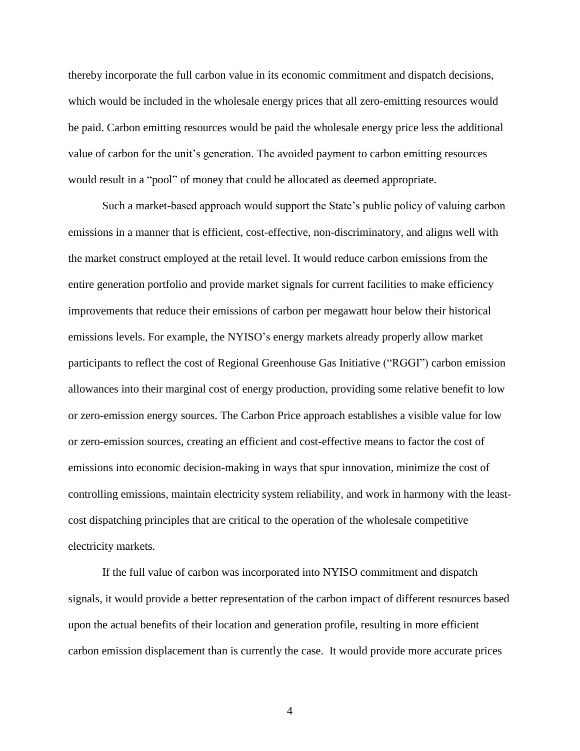thereby incorporate the full carbon value in its economic commitment and dispatch decisions, which would be included in the wholesale energy prices that all zero-emitting resources would be paid. Carbon emitting resources would be paid the wholesale energy price less the additional value of carbon for the unit's generation. The avoided payment to carbon emitting resources would result in a "pool" of money that could be allocated as deemed appropriate.

Such a market-based approach would support the State's public policy of valuing carbon emissions in a manner that is efficient, cost-effective, non-discriminatory, and aligns well with the market construct employed at the retail level. It would reduce carbon emissions from the entire generation portfolio and provide market signals for current facilities to make efficiency improvements that reduce their emissions of carbon per megawatt hour below their historical emissions levels. For example, the NYISO's energy markets already properly allow market participants to reflect the cost of Regional Greenhouse Gas Initiative ("RGGI") carbon emission allowances into their marginal cost of energy production, providing some relative benefit to low or zero-emission energy sources. The Carbon Price approach establishes a visible value for low or zero-emission sources, creating an efficient and cost-effective means to factor the cost of emissions into economic decision-making in ways that spur innovation, minimize the cost of controlling emissions, maintain electricity system reliability, and work in harmony with the least-cost dispatching principles that are critical to the operation of the wholesale competitive electricity markets.

If the full value of carbon was incorporated into NYISO commitment and dispatch signals, it would provide a better representation of the carbon impact of different resources based upon the actual benefits of their location and generation profile, resulting in more efficient carbon emission displacement than is currently the case. It would provide more accurate prices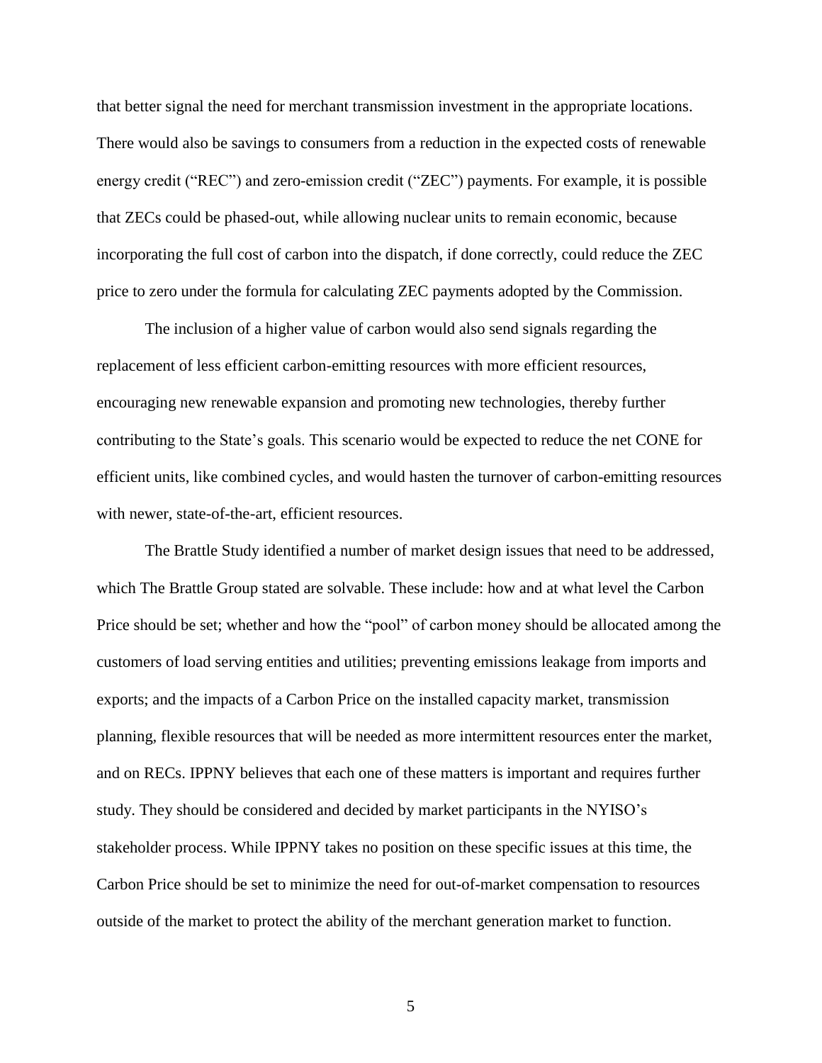that better signal the need for merchant transmission investment in the appropriate locations. There would also be savings to consumers from a reduction in the expected costs of renewable energy credit ("REC") and zero-emission credit ("ZEC") payments. For example, it is possible that ZECs could be phased-out, while allowing nuclear units to remain economic, because incorporating the full cost of carbon into the dispatch, if done correctly, could reduce the ZEC price to zero under the formula for calculating ZEC payments adopted by the Commission.

The inclusion of a higher value of carbon would also send signals regarding the replacement of less efficient carbon-emitting resources with more efficient resources, encouraging new renewable expansion and promoting new technologies, thereby further contributing to the State's goals. This scenario would be expected to reduce the net CONE for efficient units, like combined cycles, and would hasten the turnover of carbon-emitting resources with newer, state-of-the-art, efficient resources.

The Brattle Study identified a number of market design issues that need to be addressed, which The Brattle Group stated are solvable. These include: how and at what level the Carbon Price should be set; whether and how the "pool" of carbon money should be allocated among the customers of load serving entities and utilities; preventing emissions leakage from imports and exports; and the impacts of a Carbon Price on the installed capacity market, transmission planning, flexible resources that will be needed as more intermittent resources enter the market, and on RECs. IPPNY believes that each one of these matters is important and requires further study. They should be considered and decided by market participants in the NYISO's stakeholder process. While IPPNY takes no position on these specific issues at this time, the Carbon Price should be set to minimize the need for out-of-market compensation to resources outside of the market to protect the ability of the merchant generation market to function.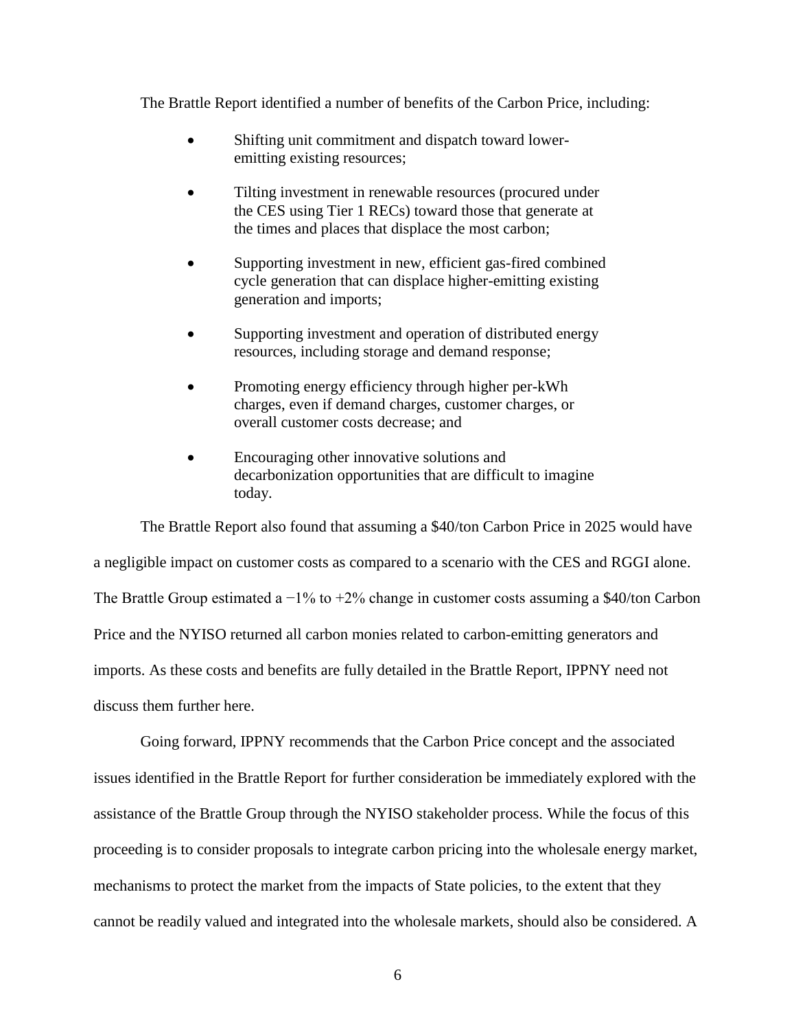The Brattle Report identified a number of benefits of the Carbon Price, including:

- Shifting unit commitment and dispatch toward lower-emitting existing resources;
- Tilting investment in renewable resources (procured under the CES using Tier 1 RECs) toward those that generate at the times and places that displace the most carbon;
- Supporting investment in new, efficient gas-fired combined cycle generation that can displace higher-emitting existing generation and imports;
- Supporting investment and operation of distributed energy resources, including storage and demand response;
- Promoting energy efficiency through higher per-kWh charges, even if demand charges, customer charges, or overall customer costs decrease; and
- Encouraging other innovative solutions and decarbonization opportunities that are difficult to imagine today.

The Brattle Report also found that assuming a $40/ton Carbon Price in 2025 would have a negligible impact on customer costs as compared to a scenario with the CES and RGGI alone. The Brattle Group estimated a −1% to +2% change in customer costs assuming a $40/ton Carbon Price and the NYISO returned all carbon monies related to carbon-emitting generators and imports. As these costs and benefits are fully detailed in the Brattle Report, IPPNY need not discuss them further here.

Going forward, IPPNY recommends that the Carbon Price concept and the associated issues identified in the Brattle Report for further consideration be immediately explored with the assistance of the Brattle Group through the NYISO stakeholder process. While the focus of this proceeding is to consider proposals to integrate carbon pricing into the wholesale energy market, mechanisms to protect the market from the impacts of State policies, to the extent that they cannot be readily valued and integrated into the wholesale markets, should also be considered. A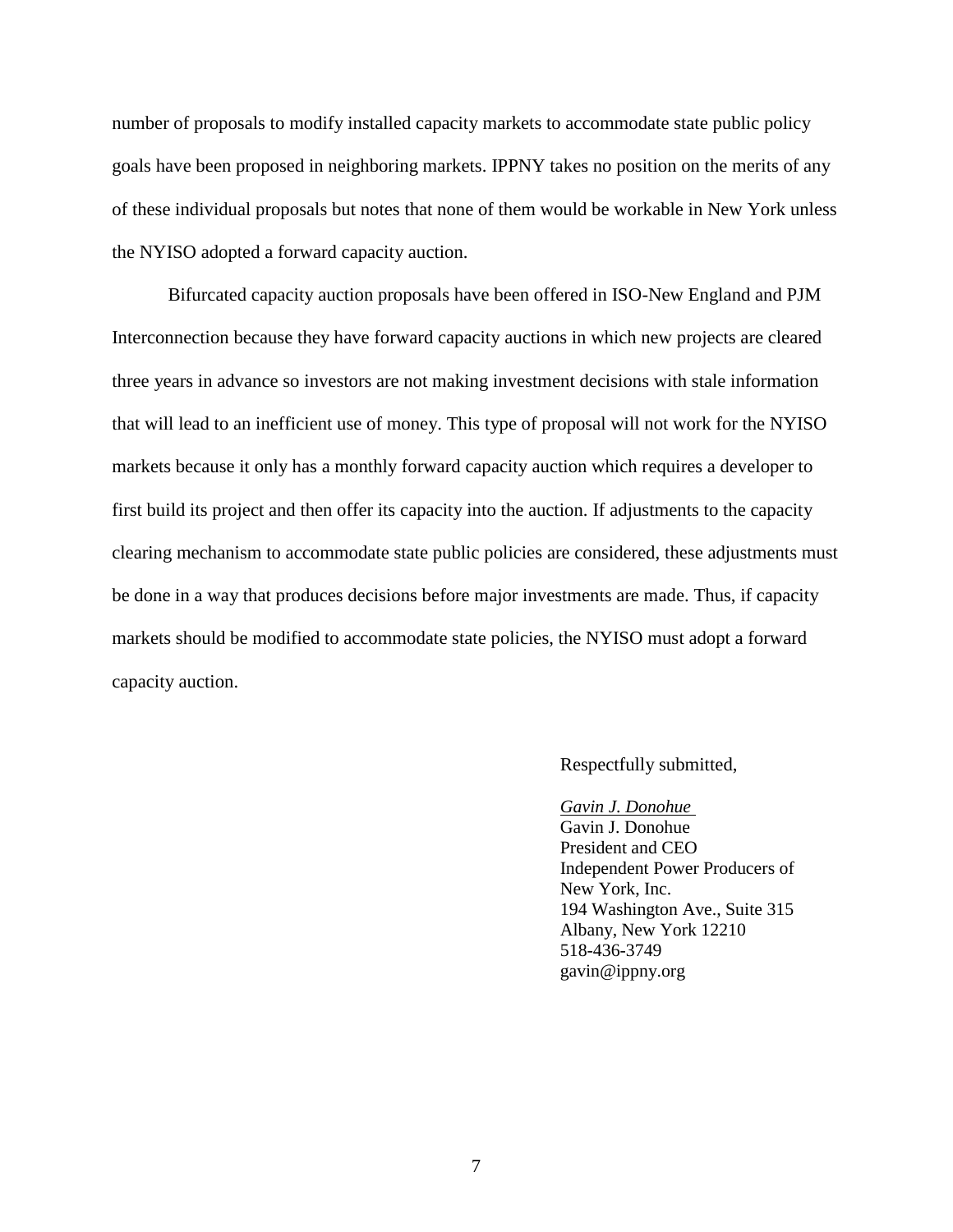number of proposals to modify installed capacity markets to accommodate state public policy goals have been proposed in neighboring markets. IPPNY takes no position on the merits of any of these individual proposals but notes that none of them would be workable in New York unless the NYISO adopted a forward capacity auction.

Bifurcated capacity auction proposals have been offered in ISO-New England and PJM Interconnection because they have forward capacity auctions in which new projects are cleared three years in advance so investors are not making investment decisions with stale information that will lead to an inefficient use of money. This type of proposal will not work for the NYISO markets because it only has a monthly forward capacity auction which requires a developer to first build its project and then offer its capacity into the auction. If adjustments to the capacity clearing mechanism to accommodate state public policies are considered, these adjustments must be done in a way that produces decisions before major investments are made. Thus, if capacity markets should be modified to accommodate state policies, the NYISO must adopt a forward capacity auction.

Respectfully submitted,

*Gavin J. Donohue*
Gavin J. Donohue
President and CEO
Independent Power Producers of
New York, Inc.
194 Washington Ave., Suite 315
Albany, New York 12210
518-436-3749
gavin@ippny.org